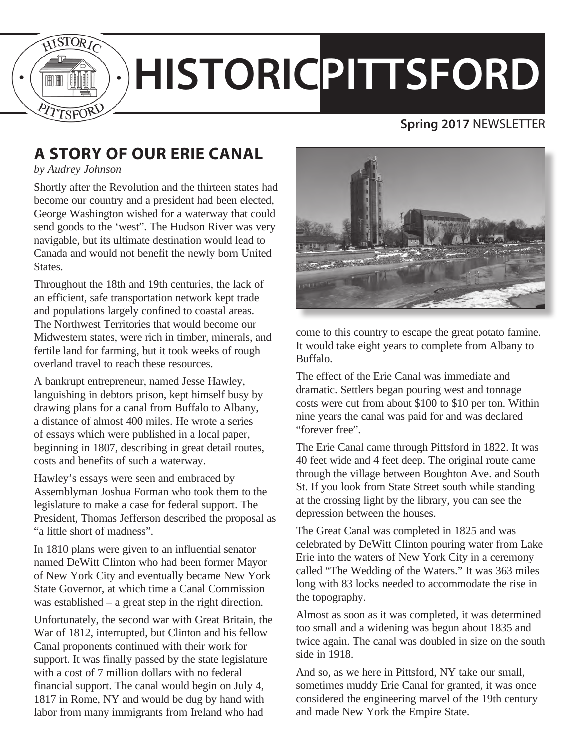# HISTORIC PITTSFORD

**Spring 2017** NEWSLETTER

## A STORY OF OUR ERIE CANAL

*by Audrey Johnson*

Shortly after the Revolution and the thirteen states had become our country and a president had been elected, George Washington wished for a waterway that could send goods to the 'west". The Hudson River was very navigable, but its ultimate destination would lead to Canada and would not benefit the newly born United States.

Throughout the 18th and 19th centuries, the lack of an efficient, safe transportation network kept trade and populations largely confined to coastal areas. The Northwest Territories that would become our Midwestern states, were rich in timber, minerals, and fertile land for farming, but it took weeks of rough overland travel to reach these resources.

A bankrupt entrepreneur, named Jesse Hawley, languishing in debtors prison, kept himself busy by drawing plans for a canal from Buffalo to Albany, a distance of almost 400 miles. He wrote a series of essays which were published in a local paper, beginning in 1807, describing in great detail routes, costs and benefits of such a waterway.

Hawley's essays were seen and embraced by Assemblyman Joshua Forman who took them to the legislature to make a case for federal support. The President, Thomas Jefferson described the proposal as "a little short of madness".

In 1810 plans were given to an influential senator named DeWitt Clinton who had been former Mayor of New York City and eventually became New York State Governor, at which time a Canal Commission was established – a great step in the right direction.

Unfortunately, the second war with Great Britain, the War of 1812, interrupted, but Clinton and his fellow Canal proponents continued with their work for support. It was finally passed by the state legislature with a cost of 7 million dollars with no federal financial support. The canal would begin on July 4, 1817 in Rome, NY and would be dug by hand with labor from many immigrants from Ireland who had come to this country to escape the great potato famine. It would take eight years to complete from Albany to Buffalo.

The effect of the Erie Canal was immediate and dramatic. Settlers began pouring west and tonnage costs were cut from about $100 to $10 per ton. Within nine years the canal was paid for and was declared "forever free".

The Erie Canal came through Pittsford in 1822. It was 40 feet wide and 4 feet deep. The original route came through the village between Boughton Ave. and South St. If you look from State Street south while standing at the crossing light by the library, you can see the depression between the houses.

The Great Canal was completed in 1825 and was celebrated by DeWitt Clinton pouring water from Lake Erie into the waters of New York City in a ceremony called "The Wedding of the Waters." It was 363 miles long with 83 locks needed to accommodate the rise in the topography.

Almost as soon as it was completed, it was determined too small and a widening was begun about 1835 and twice again. The canal was doubled in size on the south side in 1918.

And so, as we here in Pittsford, NY take our small, sometimes muddy Erie Canal for granted, it was once considered the engineering marvel of the 19th century and made New York the Empire State.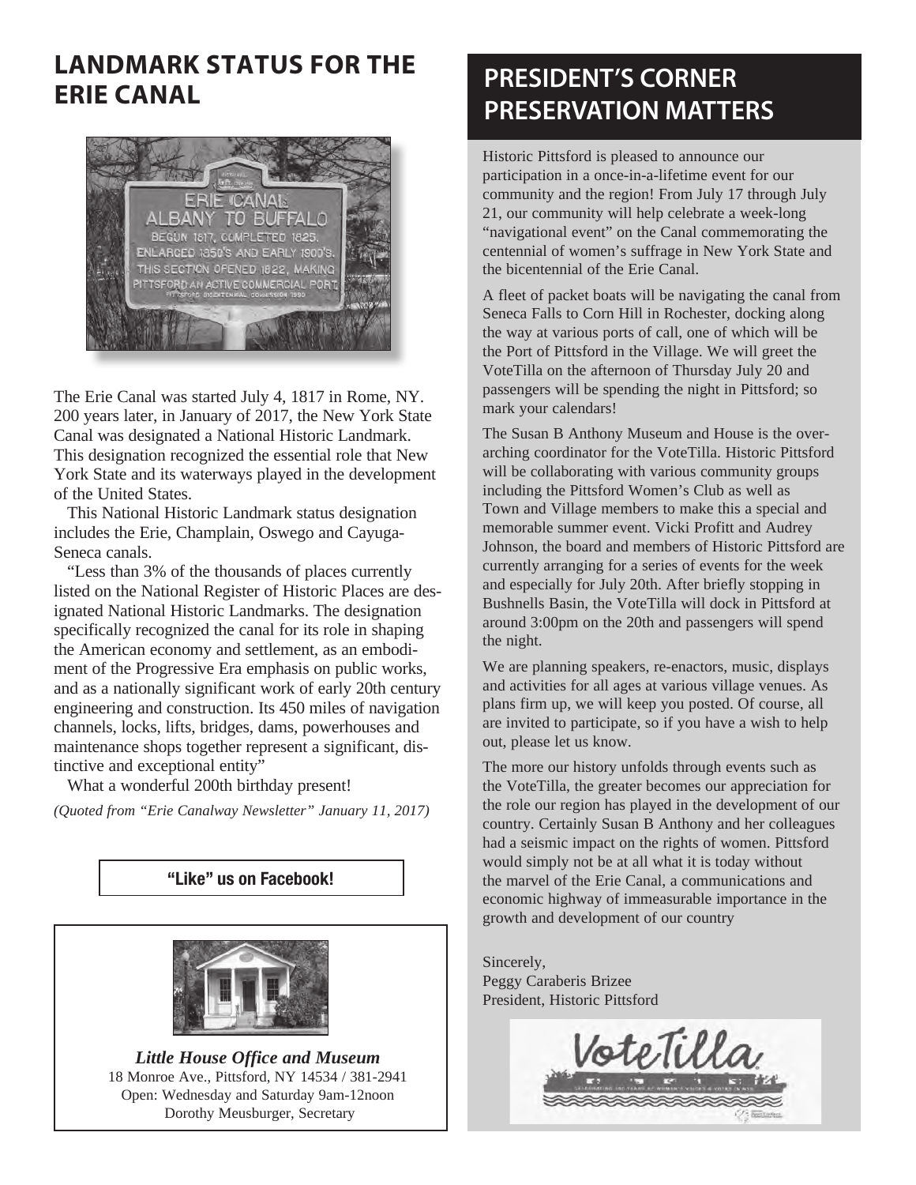## LANDMARK STATUS FOR THE ERIE CANAL

The Erie Canal was started July 4, 1817 in Rome, NY. 200 years later, in January of 2017, the New York State Canal was designated a National Historic Landmark. This designation recognized the essential role that New York State and its waterways played in the development of the United States.

This National Historic Landmark status designation includes the Erie, Champlain, Oswego and Cayuga-Seneca canals.

"Less than 3% of the thousands of places currently listed on the National Register of Historic Places are designated National Historic Landmarks. The designation specifically recognized the canal for its role in shaping the American economy and settlement, as an embodiment of the Progressive Era emphasis on public works, and as a nationally significant work of early 20th century engineering and construction. Its 450 miles of navigation channels, locks, lifts, bridges, dams, powerhouses and maintenance shops together represent a significant, distinctive and exceptional entity"

What a wonderful 200th birthday present!

*(Quoted from "Erie Canalway Newsletter" January 11, 2017)*

**"Like" us on Facebook!**

***Little House Office and Museum***
18 Monroe Ave., Pittsford, NY 14534 / 381-2941
Open: Wednesday and Saturday 9am-12noon
Dorothy Meusburger, Secretary

## PRESIDENT'S CORNER PRESERVATION MATTERS

Historic Pittsford is pleased to announce our participation in a once-in-a-lifetime event for our community and the region! From July 17 through July 21, our community will help celebrate a week-long "navigational event" on the Canal commemorating the centennial of women's suffrage in New York State and the bicentennial of the Erie Canal.

A fleet of packet boats will be navigating the canal from Seneca Falls to Corn Hill in Rochester, docking along the way at various ports of call, one of which will be the Port of Pittsford in the Village. We will greet the VoteTilla on the afternoon of Thursday July 20 and passengers will be spending the night in Pittsford; so mark your calendars!

The Susan B Anthony Museum and House is the over-arching coordinator for the VoteTilla. Historic Pittsford will be collaborating with various community groups including the Pittsford Women's Club as well as Town and Village members to make this a special and memorable summer event. Vicki Profitt and Audrey Johnson, the board and members of Historic Pittsford are currently arranging for a series of events for the week and especially for July 20th. After briefly stopping in Bushnells Basin, the VoteTilla will dock in Pittsford at around 3:00pm on the 20th and passengers will spend the night.

We are planning speakers, re-enactors, music, displays and activities for all ages at various village venues. As plans firm up, we will keep you posted. Of course, all are invited to participate, so if you have a wish to help out, please let us know.

The more our history unfolds through events such as the VoteTilla, the greater becomes our appreciation for the role our region has played in the development of our country. Certainly Susan B Anthony and her colleagues had a seismic impact on the rights of women. Pittsford would simply not be at all what it is today without the marvel of the Erie Canal, a communications and economic highway of immeasurable importance in the growth and development of our country

Sincerely,
Peggy Caraberis Brizee
President, Historic Pittsford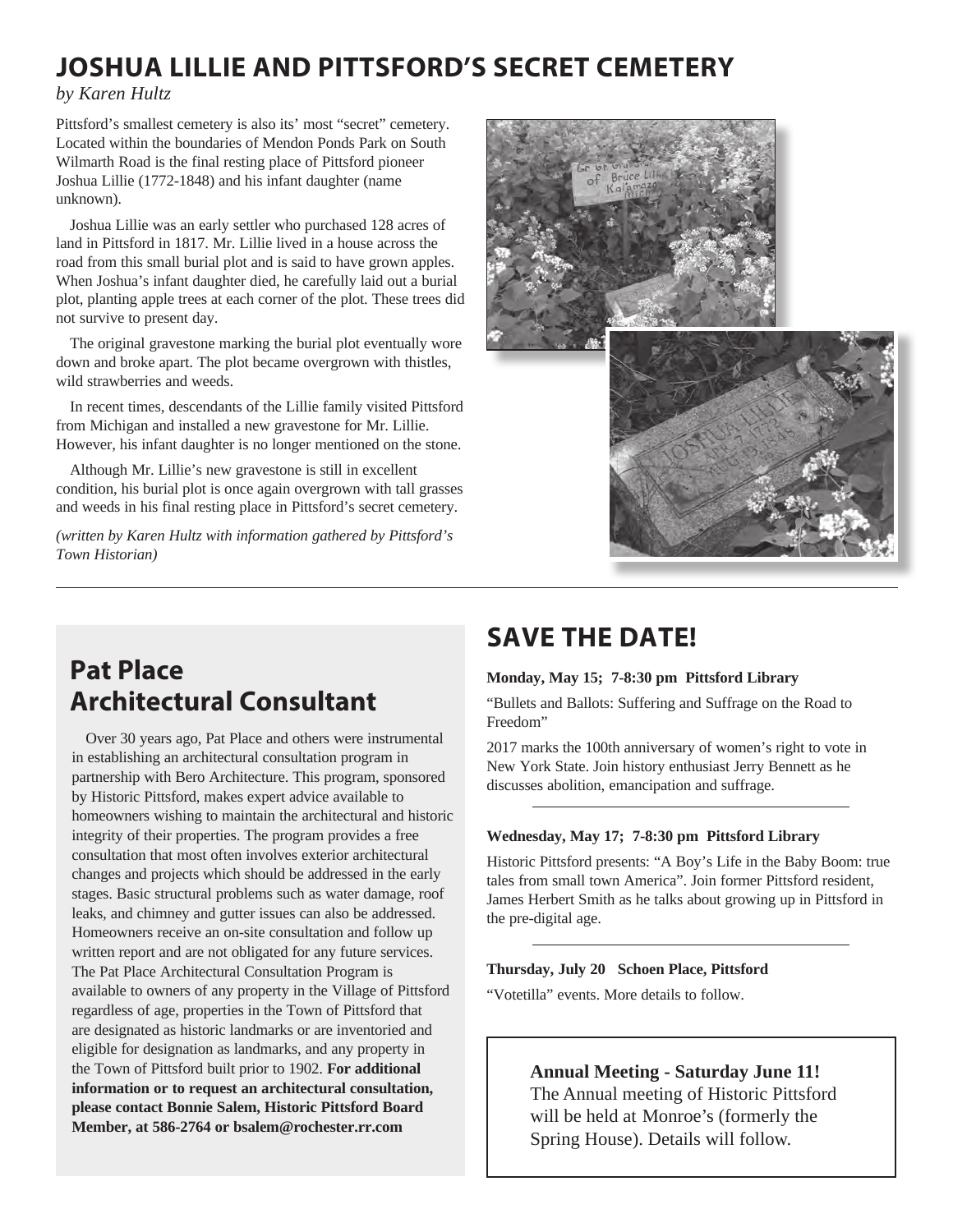# JOSHUA LILLIE AND PITTSFORD'S SECRET CEMETERY

*by Karen Hultz*

Pittsford's smallest cemetery is also its' most "secret" cemetery. Located within the boundaries of Mendon Ponds Park on South Wilmarth Road is the final resting place of Pittsford pioneer Joshua Lillie (1772-1848) and his infant daughter (name unknown).

Joshua Lillie was an early settler who purchased 128 acres of land in Pittsford in 1817. Mr. Lillie lived in a house across the road from this small burial plot and is said to have grown apples. When Joshua's infant daughter died, he carefully laid out a burial plot, planting apple trees at each corner of the plot. These trees did not survive to present day.

The original gravestone marking the burial plot eventually wore down and broke apart. The plot became overgrown with thistles, wild strawberries and weeds.

In recent times, descendants of the Lillie family visited Pittsford from Michigan and installed a new gravestone for Mr. Lillie. However, his infant daughter is no longer mentioned on the stone.

Although Mr. Lillie's new gravestone is still in excellent condition, his burial plot is once again overgrown with tall grasses and weeds in his final resting place in Pittsford's secret cemetery.

*(written by Karen Hultz with information gathered by Pittsford's Town Historian)*

---

## Pat Place Architectural Consultant

Over 30 years ago, Pat Place and others were instrumental in establishing an architectural consultation program in partnership with Bero Architecture. This program, sponsored by Historic Pittsford, makes expert advice available to homeowners wishing to maintain the architectural and historic integrity of their properties. The program provides a free consultation that most often involves exterior architectural changes and projects which should be addressed in the early stages. Basic structural problems such as water damage, roof leaks, and chimney and gutter issues can also be addressed. Homeowners receive an on-site consultation and follow up written report and are not obligated for any future services. The Pat Place Architectural Consultation Program is available to owners of any property in the Village of Pittsford regardless of age, properties in the Town of Pittsford that are designated as historic landmarks or are inventoried and eligible for designation as landmarks, and any property in the Town of Pittsford built prior to 1902. **For additional information or to request an architectural consultation, please contact Bonnie Salem, Historic Pittsford Board Member, at 586-2764 or bsalem@rochester.rr.com**

## SAVE THE DATE!

**Monday, May 15; 7-8:30 pm Pittsford Library**

"Bullets and Ballots: Suffering and Suffrage on the Road to Freedom"

2017 marks the 100th anniversary of women's right to vote in New York State. Join history enthusiast Jerry Bennett as he discusses abolition, emancipation and suffrage.

---

**Wednesday, May 17; 7-8:30 pm Pittsford Library**

Historic Pittsford presents: "A Boy's Life in the Baby Boom: true tales from small town America". Join former Pittsford resident, James Herbert Smith as he talks about growing up in Pittsford in the pre-digital age.

---

**Thursday, July 20 Schoen Place, Pittsford**

"Votetilla" events. More details to follow.

**Annual Meeting - Saturday June 11!**
The Annual meeting of Historic Pittsford will be held at Monroe's (formerly the Spring House). Details will follow.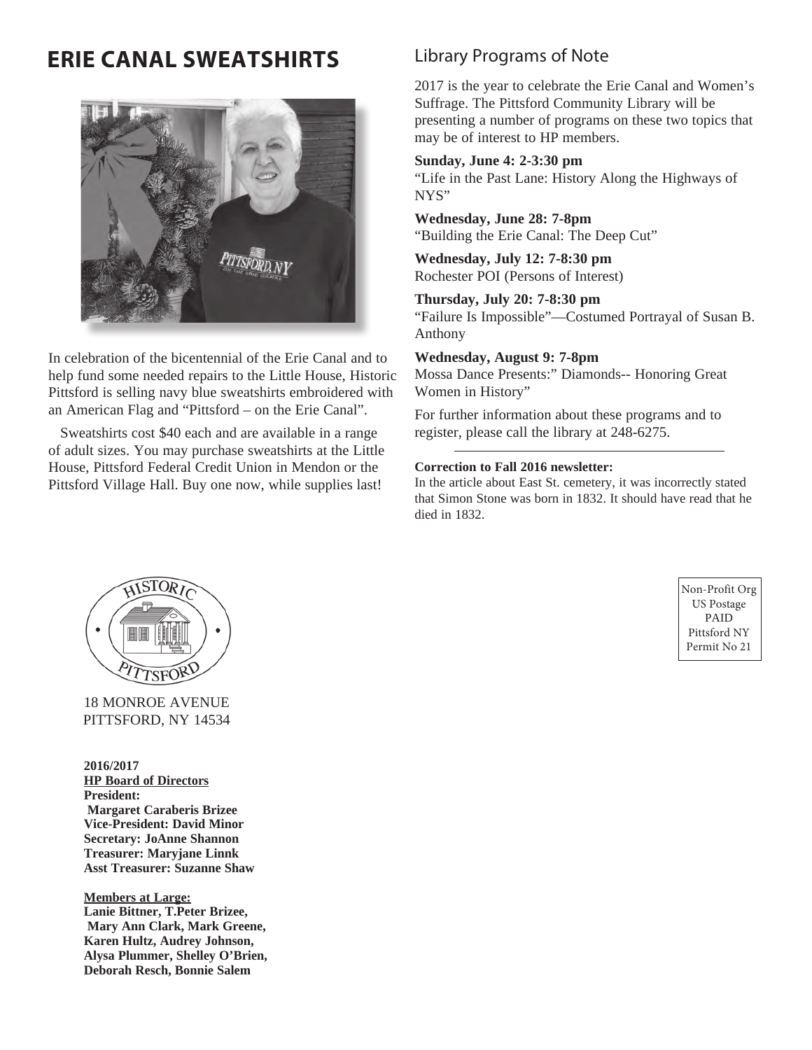## ERIE CANAL SWEATSHIRTS

In celebration of the bicentennial of the Erie Canal and to help fund some needed repairs to the Little House, Historic Pittsford is selling navy blue sweatshirts embroidered with an American Flag and "Pittsford – on the Erie Canal".

Sweatshirts cost $40 each and are available in a range of adult sizes. You may purchase sweatshirts at the Little House, Pittsford Federal Credit Union in Mendon or the Pittsford Village Hall. Buy one now, while supplies last!

## Library Programs of Note

2017 is the year to celebrate the Erie Canal and Women's Suffrage. The Pittsford Community Library will be presenting a number of programs on these two topics that may be of interest to HP members.

**Sunday, June 4: 2-3:30 pm**
"Life in the Past Lane: History Along the Highways of NYS"

**Wednesday, June 28: 7-8pm**
"Building the Erie Canal: The Deep Cut"

**Wednesday, July 12: 7-8:30 pm**
Rochester POI (Persons of Interest)

**Thursday, July 20: 7-8:30 pm**
"Failure Is Impossible"—Costumed Portrayal of Susan B. Anthony

**Wednesday, August 9: 7-8pm**
Mossa Dance Presents:" Diamonds-- Honoring Great Women in History"

For further information about these programs and to register, please call the library at 248-6275.

---

**Correction to Fall 2016 newsletter:**
In the article about East St. cemetery, it was incorrectly stated that Simon Stone was born in 1832. It should have read that he died in 1832.

HISTORIC PITTSFORD

18 MONROE AVENUE
PITTSFORD, NY 14534

Non-Profit Org
US Postage
PAID
Pittsford NY
Permit No 21

**2016/2017**
**HP Board of Directors**
**President:**
**Margaret Caraberis Brizee**
**Vice-President: David Minor**
**Secretary: JoAnne Shannon**
**Treasurer: Maryjane Linnk**
**Asst Treasurer: Suzanne Shaw**

**Members at Large:**
**Lanie Bittner, T.Peter Brizee, Mary Ann Clark, Mark Greene, Karen Hultz, Audrey Johnson, Alysa Plummer, Shelley O'Brien, Deborah Resch, Bonnie Salem**